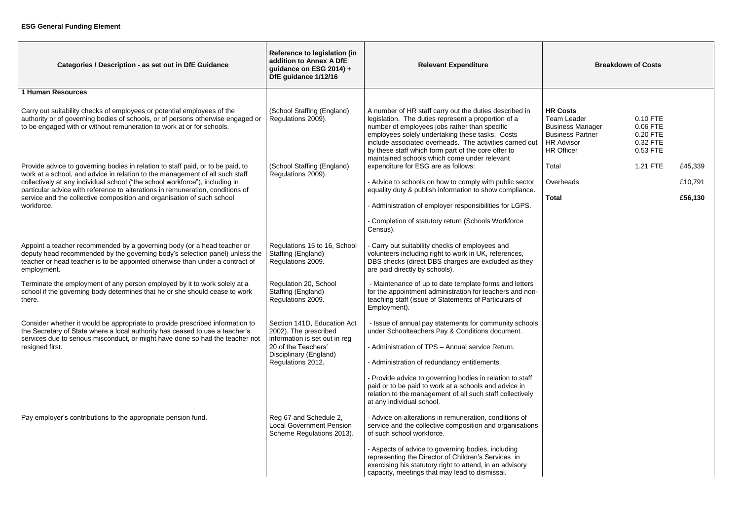**ESG General Funding Element**

| Categories / Description - as set out in DfE Guidance | Reference to legislation (in addition to Annex A DfE guidance on ESG 2014) + DfE guidance 1/12/16 | Relevant Expenditure | Breakdown of Costs | | |
|---|---|---|---|---|---|
| **1 Human Resources** | | | | | |
| Carry out suitability checks of employees or potential employees of the authority or of governing bodies of schools, or of persons otherwise engaged or to be engaged with or without remuneration to work at or for schools. | (School Staffing (England) Regulations 2009). | A number of HR staff carry out the duties described in legislation. The duties represent a proportion of a number of employees jobs rather than specific employees solely undertaking these tasks. Costs include associated overheads. The activities carried out by these staff which form part of the core offer to maintained schools which come under relevant expenditure for ESG are as follows: | **HR Costs** | | |
| | | | Team Leader | 0.10 FTE | |
| | | | Business Manager | 0.06 FTE | |
| | | | Business Partner | 0.20 FTE | |
| | | | HR Advisor | 0.32 FTE | |
| | | | HR Officer | 0.53 FTE | |
| Provide advice to governing bodies in relation to staff paid, or to be paid, to work at a school, and advice in relation to the management of all such staff collectively at any individual school ("the school workforce"), including in particular advice with reference to alterations in remuneration, conditions of service and the collective composition and organisation of such school workforce. | (School Staffing (England) Regulations 2009). | - Advice to schools on how to comply with public sector equality duty & publish information to show compliance.<br><br>- Administration of employer responsibilities for LGPS.<br><br>- Completion of statutory return (Schools Workforce Census). | Total | 1.21 FTE | £45,339 |
| | | | Overheads | | £10,791 |
| | | | **Total** | | **£56,130** |
| Appoint a teacher recommended by a governing body (or a head teacher or deputy head recommended by the governing body's selection panel) unless the teacher or head teacher is to be appointed otherwise than under a contract of employment. | Regulations 15 to 16, School Staffing (England) Regulations 2009. | - Carry out suitability checks of employees and volunteers including right to work in UK, references, DBS checks (direct DBS charges are excluded as they are paid directly by schools). | | | |
| Terminate the employment of any person employed by it to work solely at a school if the governing body determines that he or she should cease to work there. | Regulation 20, School Staffing (England) Regulations 2009. | - Maintenance of up to date template forms and letters for the appointment administration for teachers and non-teaching staff (issue of Statements of Particulars of Employment). | | | |
| Consider whether it would be appropriate to provide prescribed information to the Secretary of State where a local authority has ceased to use a teacher's services due to serious misconduct, or might have done so had the teacher not resigned first. | Section 141D, Education Act 2002). The prescribed information is set out in reg 20 of the Teachers' Disciplinary (England) Regulations 2012. | - Issue of annual pay statements for community schools under Schoolteachers Pay & Conditions document.<br><br>- Administration of TPS – Annual service Return.<br><br>- Administration of redundancy entitlements.<br><br>- Provide advice to governing bodies in relation to staff paid or to be paid to work at a schools and advice in relation to the management of all such staff collectively at any individual school. | | | |
| Pay employer's contributions to the appropriate pension fund. | Reg 67 and Schedule 2, Local Government Pension Scheme Regulations 2013). | - Advice on alterations in remuneration, conditions of service and the collective composition and organisations of such school workforce.<br><br>- Aspects of advice to governing bodies, including representing the Director of Children's Services in exercising his statutory right to attend, in an advisory capacity, meetings that may lead to dismissal. | | | |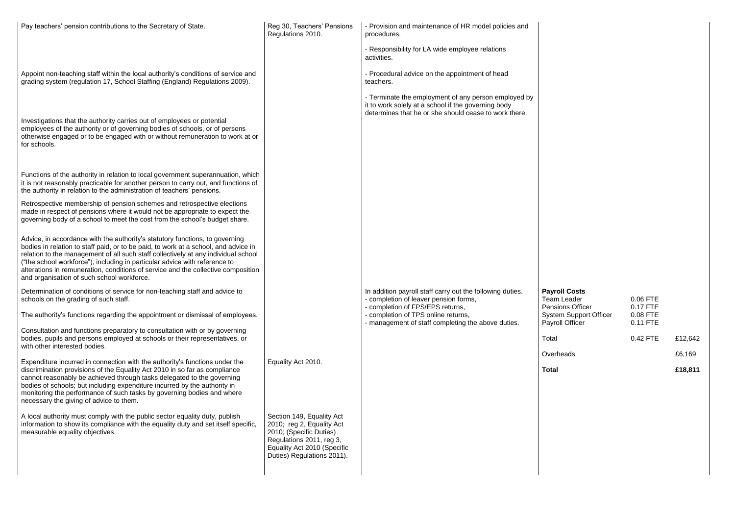| | | | | | |
|---|---|---|---|---|---|
| Pay teachers' pension contributions to the Secretary of State.<br><br>Appoint non-teaching staff within the local authority's conditions of service and grading system (regulation 17, School Staffing (England) Regulations 2009).<br><br>Investigations that the authority carries out of employees or potential employees of the authority or of governing bodies of schools, or of persons otherwise engaged or to be engaged with or without remuneration to work at or for schools.<br><br>Functions of the authority in relation to local government superannuation, which it is not reasonably practicable for another person to carry out, and functions of the authority in relation to the administration of teachers' pensions.<br><br>Retrospective membership of pension schemes and retrospective elections made in respect of pensions where it would not be appropriate to expect the governing body of a school to meet the cost from the school's budget share.<br><br>Advice, in accordance with the authority's statutory functions, to governing bodies in relation to staff paid, or to be paid, to work at a school, and advice in relation to the management of all such staff collectively at any individual school ("the school workforce"), including in particular advice with reference to alterations in remuneration, conditions of service and the collective composition and organisation of such school workforce.<br><br>Determination of conditions of service for non-teaching staff and advice to schools on the grading of such staff.<br><br>The authority's functions regarding the appointment or dismissal of employees.<br><br>Consultation and functions preparatory to consultation with or by governing bodies, pupils and persons employed at schools or their representatives, or with other interested bodies. | Reg 30, Teachers' Pensions Regulations 2010. | - Provision and maintenance of HR model policies and procedures.<br><br>- Responsibility for LA wide employee relations activities.<br><br>- Procedural advice on the appointment of head teachers.<br><br>- Terminate the employment of any person employed by it to work solely at a school if the governing body determines that he or she should cease to work there.<br><br>In addition payroll staff carry out the following duties.<br>- completion of leaver pension forms,<br>- completion of FPS/EPS returns,<br>- completion of TPS online returns,<br>- management of staff completing the above duties. | **Payroll Costs**<br>Team Leader<br>Pensions Officer<br>System Support Officer<br>Payroll Officer<br><br>Total<br><br>Overheads<br><br>**Total** | <br>0.06 FTE<br>0.17 FTE<br>0.08 FTE<br>0.11 FTE<br><br>0.42 FTE | <br><br><br><br><br><br>£12,642<br><br>£6,169<br><br>**£18,811** |
| Expenditure incurred in connection with the authority's functions under the discrimination provisions of the Equality Act 2010 in so far as compliance cannot reasonably be achieved through tasks delegated to the governing bodies of schools; but including expenditure incurred by the authority in monitoring the performance of such tasks by governing bodies and where necessary the giving of advice to them. | Equality Act 2010. | | | | |
| A local authority must comply with the public sector equality duty, publish information to show its compliance with the equality duty and set itself specific, measurable equality objectives. | Section 149, Equality Act 2010; reg 2, Equality Act 2010; (Specific Duties) Regulations 2011, reg 3, Equality Act 2010 (Specific Duties) Regulations 2011). | | | | |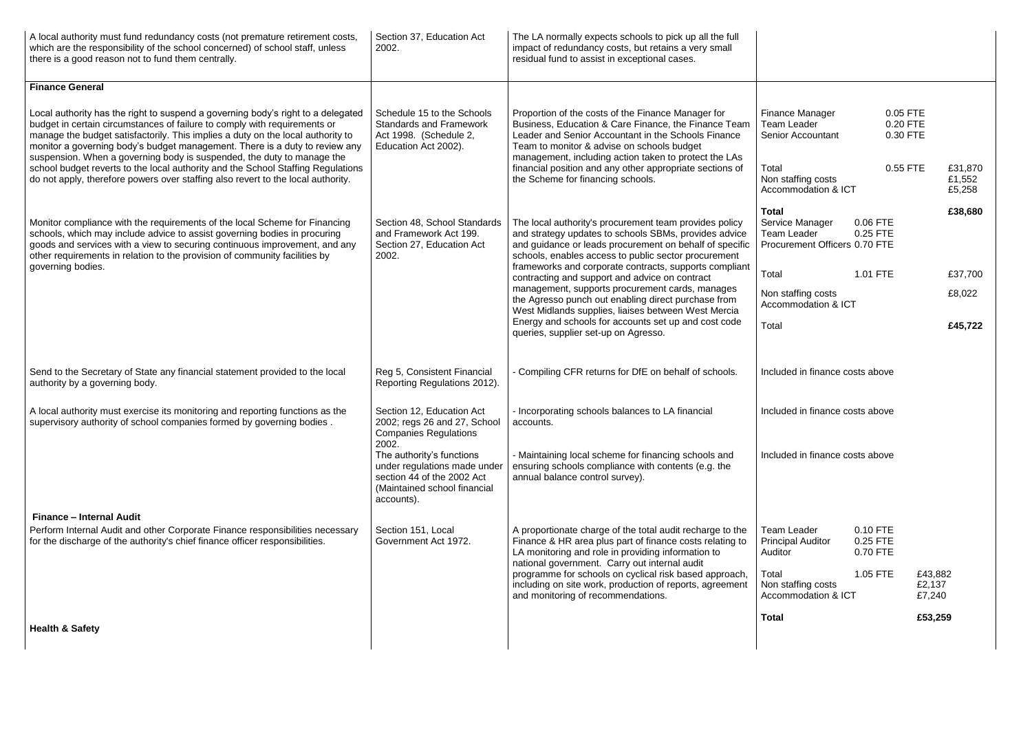| | | | |
|---|---|---|---|
| A local authority must fund redundancy costs (not premature retirement costs, which are the responsibility of the school concerned) of school staff, unless there is a good reason not to fund them centrally. | Section 37, Education Act 2002. | The LA normally expects schools to pick up all the full impact of redundancy costs, but retains a very small residual fund to assist in exceptional cases. | |
| **Finance General** | | | |
| Local authority has the right to suspend a governing body's right to a delegated budget in certain circumstances of failure to comply with requirements or manage the budget satisfactorily. This implies a duty on the local authority to monitor a governing body's budget management. There is a duty to review any suspension. When a governing body is suspended, the duty to manage the school budget reverts to the local authority and the School Staffing Regulations do not apply, therefore powers over staffing also revert to the local authority. | Schedule 15 to the Schools Standards and Framework Act 1998. (Schedule 2, Education Act 2002). | Proportion of the costs of the Finance Manager for Business, Education & Care Finance, the Finance Team Leader and Senior Accountant in the Schools Finance Team to monitor & advise on schools budget management, including action taken to protect the LAs financial position and any other appropriate sections of the Scheme for financing schools. | Finance Manager 0.05 FTE<br>Team Leader 0.20 FTE<br>Senior Accountant 0.30 FTE<br><br>Total 0.55 FTE £31,870<br>Non staffing costs £1,552<br>Accommodation & ICT £5,258<br><br>**Total £38,680** |
| Monitor compliance with the requirements of the local Scheme for Financing schools, which may include advice to assist governing bodies in procuring goods and services with a view to securing continuous improvement, and any other requirements in relation to the provision of community facilities by governing bodies. | Section 48, School Standards and Framework Act 199. Section 27, Education Act 2002. | The local authority's procurement team provides policy and strategy updates to schools SBMs, provides advice and guidance or leads procurement on behalf of specific schools, enables access to public sector procurement frameworks and corporate contracts, supports compliant contracting and support and advice on contract management, supports procurement cards, manages the Agresso punch out enabling direct purchase from West Midlands supplies, liaises between West Mercia Energy and schools for accounts set up and cost code queries, supplier set-up on Agresso. | Service Manager 0.06 FTE<br>Team Leader 0.25 FTE<br>Procurement Officers 0.70 FTE<br><br>Total 1.01 FTE £37,700<br><br>Non staffing costs<br>Accommodation & ICT £8,022<br><br>Total **£45,722** |
| Send to the Secretary of State any financial statement provided to the local authority by a governing body. | Reg 5, Consistent Financial Reporting Regulations 2012). | - Compiling CFR returns for DfE on behalf of schools. | Included in finance costs above |
| A local authority must exercise its monitoring and reporting functions as the supervisory authority of school companies formed by governing bodies . | Section 12, Education Act 2002; regs 26 and 27, School Companies Regulations 2002. | - Incorporating schools balances to LA financial accounts. | Included in finance costs above |
| | The authority's functions under regulations made under section 44 of the 2002 Act (Maintained school financial accounts). | - Maintaining local scheme for financing schools and ensuring schools compliance with contents (e.g. the annual balance control survey). | Included in finance costs above |
| **Finance – Internal Audit**<br>Perform Internal Audit and other Corporate Finance responsibilities necessary for the discharge of the authority's chief finance officer responsibilities. | Section 151, Local Government Act 1972. | A proportionate charge of the total audit recharge to the Finance & HR area plus part of finance costs relating to LA monitoring and role in providing information to national government. Carry out internal audit programme for schools on cyclical risk based approach, including on site work, production of reports, agreement and monitoring of recommendations. | Team Leader 0.10 FTE<br>Principal Auditor 0.25 FTE<br>Auditor 0.70 FTE<br><br>Total 1.05 FTE £43,882<br>Non staffing costs £2,137<br>Accommodation & ICT £7,240<br><br>**Total £53,259** |
| **Health & Safety** | | | |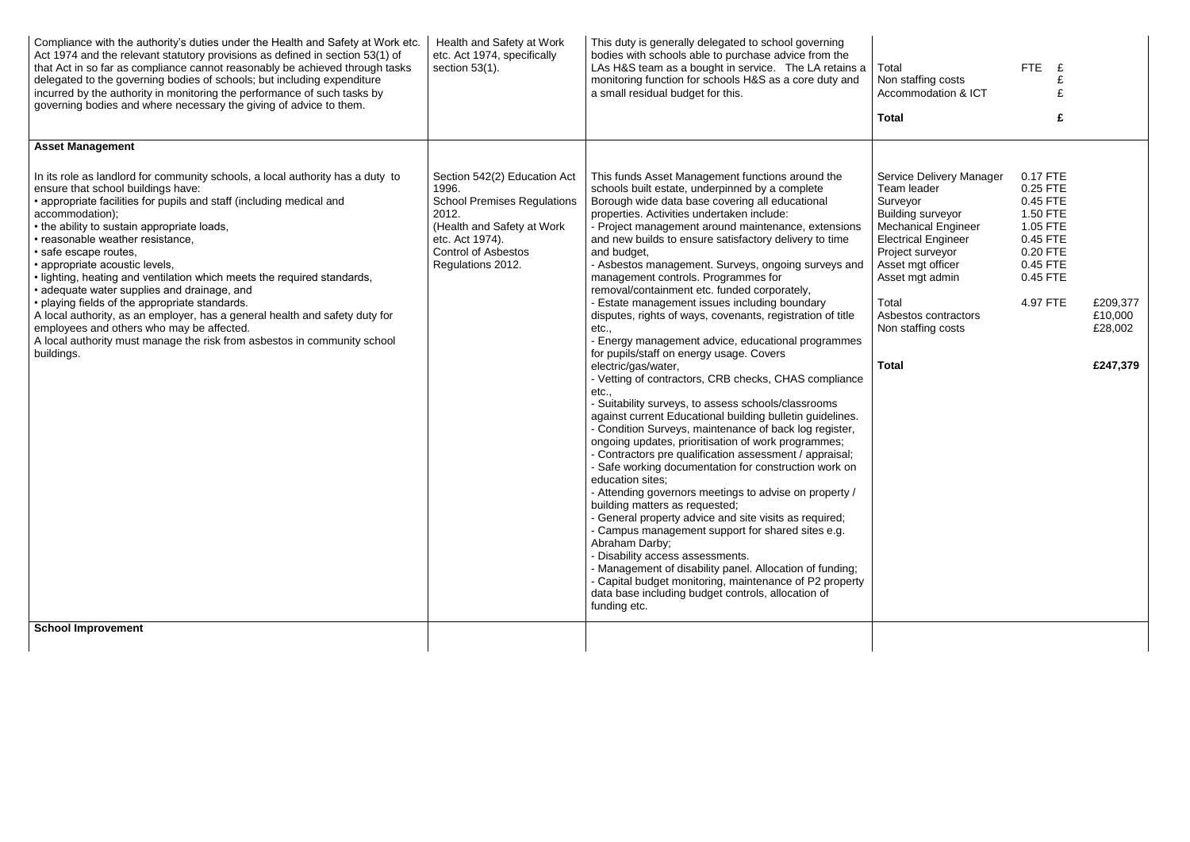| | | | |
|---|---|---|---|
| Compliance with the authority's duties under the Health and Safety at Work etc. Act 1974 and the relevant statutory provisions as defined in section 53(1) of that Act in so far as compliance cannot reasonably be achieved through tasks delegated to the governing bodies of schools; but including expenditure incurred by the authority in monitoring the performance of such tasks by governing bodies and where necessary the giving of advice to them. | Health and Safety at Work etc. Act 1974, specifically section 53(1). | This duty is generally delegated to school governing bodies with schools able to purchase advice from the LAs H&S team as a bought in service. The LA retains a monitoring function for schools H&S as a core duty and a small residual budget for this. | Total FTE £<br>Non staffing costs £<br>Accommodation & ICT £<br>**Total** **£** |
| **Asset Management** | | | |
| In its role as landlord for community schools, a local authority has a duty to ensure that school buildings have:<br>• appropriate facilities for pupils and staff (including medical and accommodation);<br>• the ability to sustain appropriate loads,<br>• reasonable weather resistance,<br>• safe escape routes,<br>• appropriate acoustic levels,<br>• lighting, heating and ventilation which meets the required standards,<br>• adequate water supplies and drainage, and<br>• playing fields of the appropriate standards.<br>A local authority, as an employer, has a general health and safety duty for employees and others who may be affected.<br>A local authority must manage the risk from asbestos in community school buildings. | Section 542(2) Education Act 1996.<br>School Premises Regulations 2012.<br>(Health and Safety at Work etc. Act 1974).<br>Control of Asbestos Regulations 2012. | This funds Asset Management functions around the schools built estate, underpinned by a complete Borough wide data base covering all educational properties. Activities undertaken include:<br>- Project management around maintenance, extensions and new builds to ensure satisfactory delivery to time and budget,<br>- Asbestos management. Surveys, ongoing surveys and management controls. Programmes for removal/containment etc. funded corporately,<br>- Estate management issues including boundary disputes, rights of ways, covenants, registration of title etc.,<br>- Energy management advice, educational programmes for pupils/staff on energy usage. Covers electric/gas/water,<br>- Vetting of contractors, CRB checks, CHAS compliance etc.,<br>- Suitability surveys, to assess schools/classrooms against current Educational building bulletin guidelines.<br>- Condition Surveys, maintenance of back log register, ongoing updates, prioritisation of work programmes;<br>- Contractors pre qualification assessment / appraisal;<br>- Safe working documentation for construction work on education sites;<br>- Attending governors meetings to advise on property / building matters as requested;<br>- General property advice and site visits as required;<br>- Campus management support for shared sites e.g. Abraham Darby;<br>- Disability access assessments.<br>- Management of disability panel. Allocation of funding;<br>- Capital budget monitoring, maintenance of P2 property data base including budget controls, allocation of funding etc. | Service Delivery Manager 0.17 FTE<br>Team leader 0.25 FTE<br>Surveyor 0.45 FTE<br>Building surveyor 1.50 FTE<br>Mechanical Engineer 1.05 FTE<br>Electrical Engineer 0.45 FTE<br>Project surveyor 0.20 FTE<br>Asset mgt officer 0.45 FTE<br>Asset mgt admin 0.45 FTE<br><br>Total 4.97 FTE £209,377<br>Asbestos contractors £10,000<br>Non staffing costs £28,002<br><br>**Total** **£247,379** |
| **School Improvement** | | | |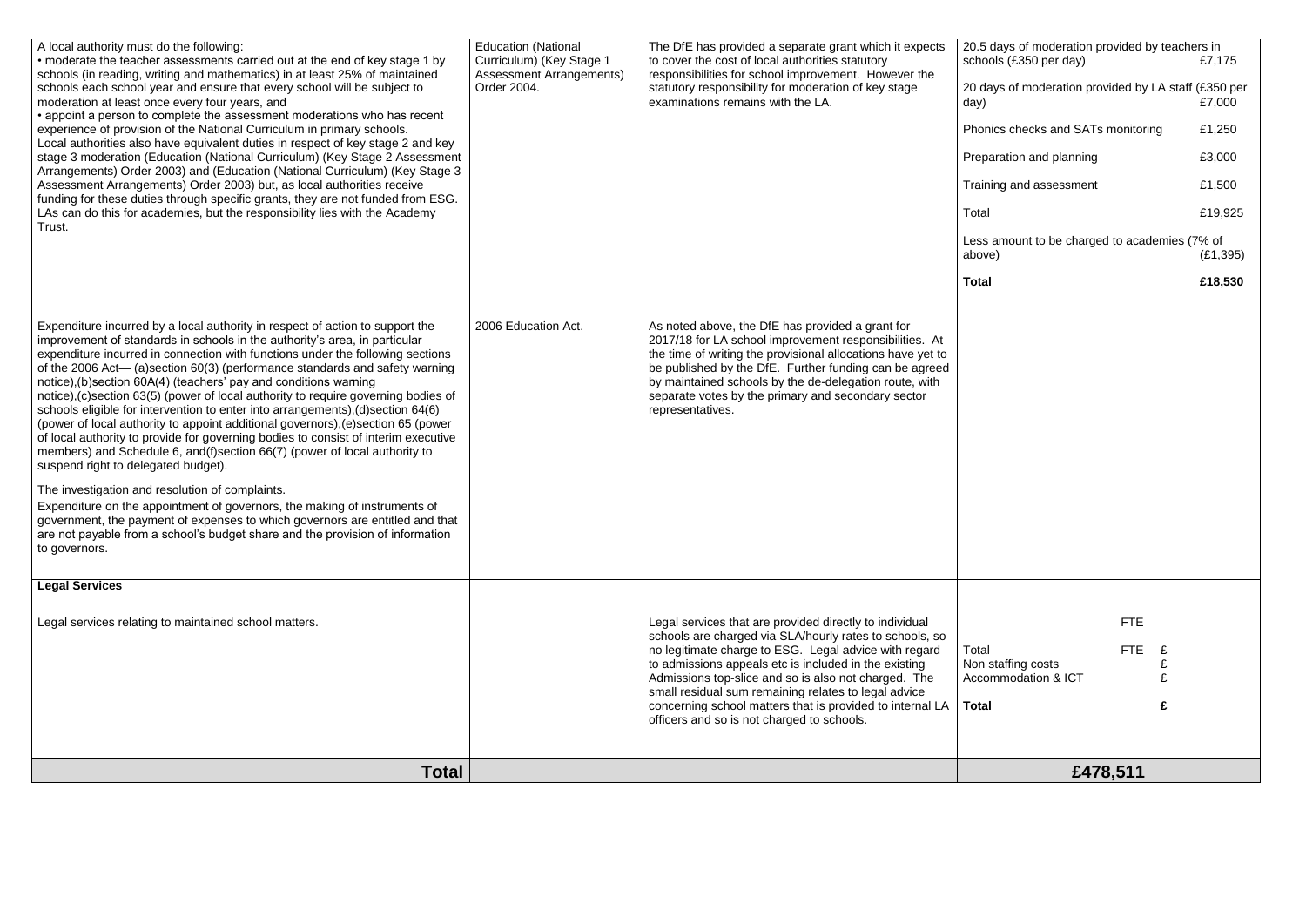| | | | |
|---|---|---|---|
| A local authority must do the following:<br>• moderate the teacher assessments carried out at the end of key stage 1 by schools (in reading, writing and mathematics) in at least 25% of maintained schools each school year and ensure that every school will be subject to moderation at least once every four years, and<br>• appoint a person to complete the assessment moderations who has recent experience of provision of the National Curriculum in primary schools.<br>Local authorities also have equivalent duties in respect of key stage 2 and key stage 3 moderation (Education (National Curriculum) (Key Stage 2 Assessment Arrangements) Order 2003) and (Education (National Curriculum) (Key Stage 3 Assessment Arrangements) Order 2003) but, as local authorities receive funding for these duties through specific grants, they are not funded from ESG. LAs can do this for academies, but the responsibility lies with the Academy Trust. | Education (National Curriculum) (Key Stage 1 Assessment Arrangements) Order 2004. | The DfE has provided a separate grant which it expects to cover the cost of local authorities statutory responsibilities for school improvement. However the statutory responsibility for moderation of key stage examinations remains with the LA. | 20.5 days of moderation provided by teachers in schools (£350 per day) £7,175<br>20 days of moderation provided by LA staff (£350 per day) £7,000<br>Phonics checks and SATs monitoring £1,250<br>Preparation and planning £3,000<br>Training and assessment £1,500<br>Total £19,925<br>Less amount to be charged to academies (7% of above) (£1,395)<br>**Total** **£18,530** |
| Expenditure incurred by a local authority in respect of action to support the improvement of standards in schools in the authority's area, in particular expenditure incurred in connection with functions under the following sections of the 2006 Act— (a)section 60(3) (performance standards and safety warning notice),(b)section 60A(4) (teachers' pay and conditions warning notice),(c)section 63(5) (power of local authority to require governing bodies of schools eligible for intervention to enter into arrangements),(d)section 64(6) (power of local authority to appoint additional governors),(e)section 65 (power of local authority to provide for governing bodies to consist of interim executive members) and Schedule 6, and(f)section 66(7) (power of local authority to suspend right to delegated budget).<br>The investigation and resolution of complaints.<br>Expenditure on the appointment of governors, the making of instruments of government, the payment of expenses to which governors are entitled and that are not payable from a school's budget share and the provision of information to governors. | 2006 Education Act. | As noted above, the DfE has provided a grant for 2017/18 for LA school improvement responsibilities. At the time of writing the provisional allocations have yet to be published by the DfE. Further funding can be agreed by maintained schools by the de-delegation route, with separate votes by the primary and secondary sector representatives. | |
| **Legal Services**<br><br>Legal services relating to maintained school matters. | | Legal services that are provided directly to individual schools are charged via SLA/hourly rates to schools, so no legitimate charge to ESG. Legal advice with regard to admissions appeals etc is included in the existing Admissions top-slice and so is also not charged. The small residual sum remaining relates to legal advice concerning school matters that is provided to internal LA officers and so is not charged to schools. | FTE<br>Total FTE £<br>Non staffing costs £<br>Accommodation & ICT £<br>**Total** **£** |
| **Total** | | | **£478,511** |